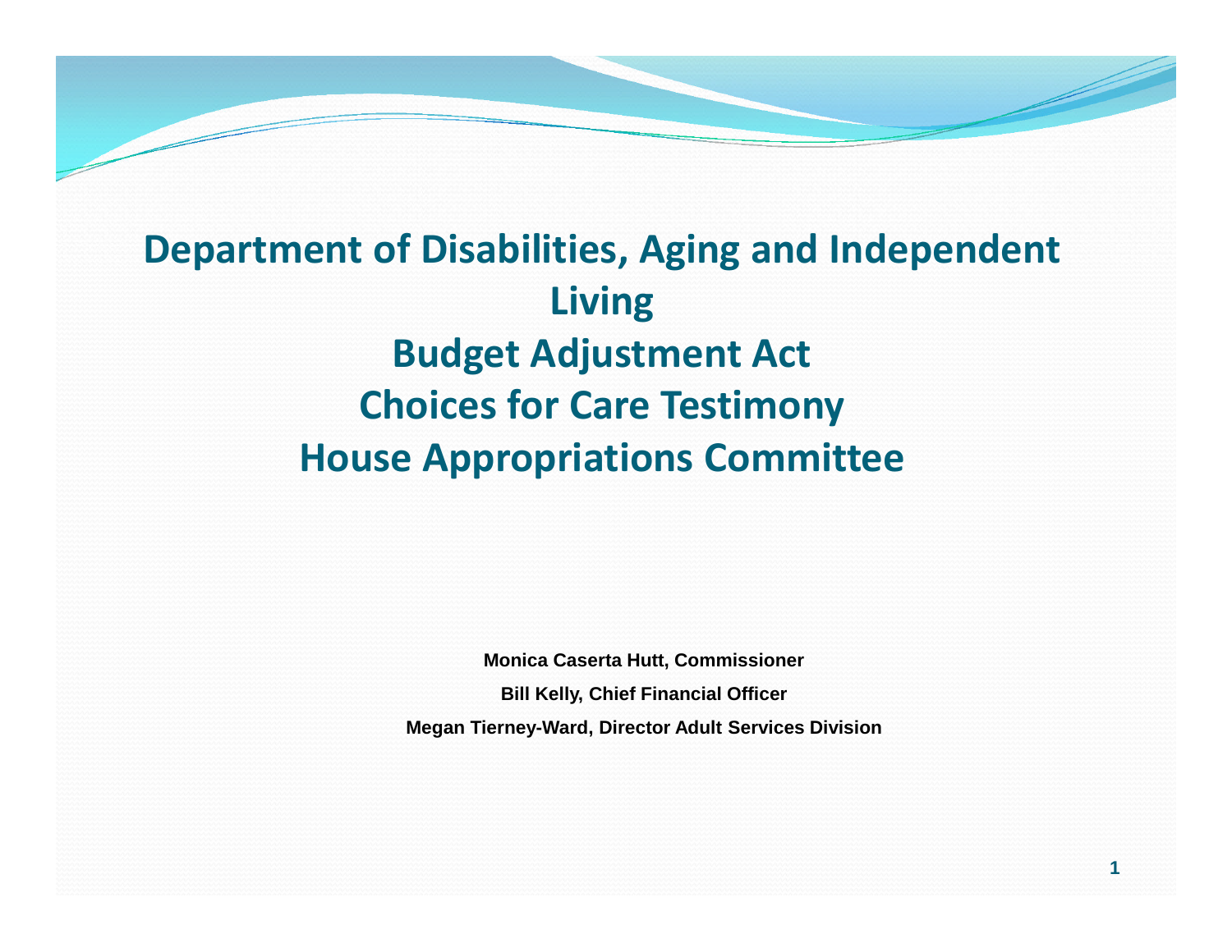# Department of Disabilities, Aging and Independent Living
# Budget Adjustment Act
# Choices for Care Testimony
# House Appropriations Committee

**Monica Caserta Hutt, Commissioner**

**Bill Kelly, Chief Financial Officer**

**Megan Tierney-Ward, Director Adult Services Division**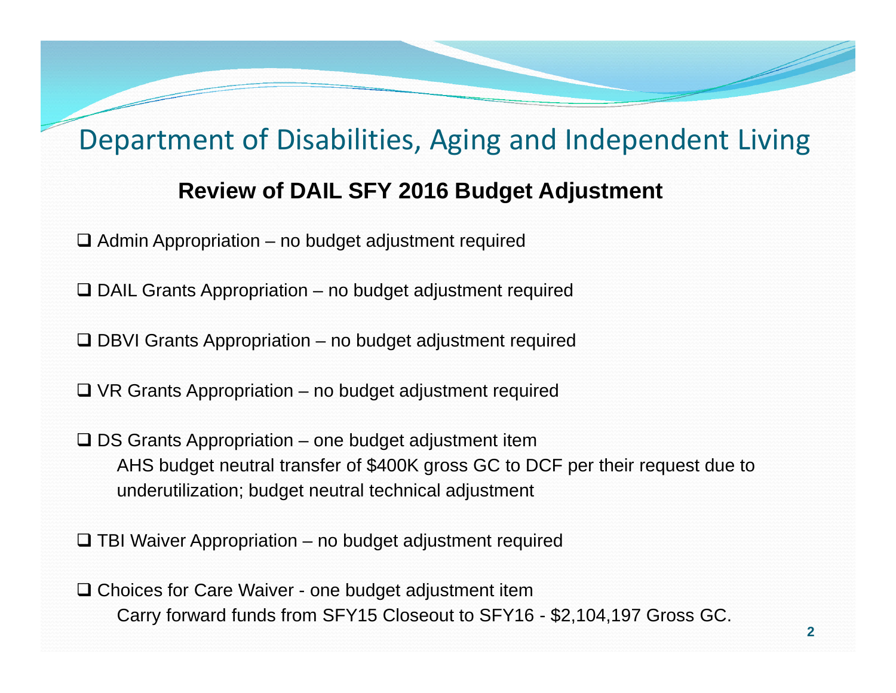# Department of Disabilities, Aging and Independent Living

## Review of DAIL SFY 2016 Budget Adjustment

- ❑ Admin Appropriation – no budget adjustment required
- ❑ DAIL Grants Appropriation – no budget adjustment required
- ❑ DBVI Grants Appropriation – no budget adjustment required
- ❑ VR Grants Appropriation – no budget adjustment required
- ❑ DS Grants Appropriation – one budget adjustment item
  AHS budget neutral transfer of $400K gross GC to DCF per their request due to underutilization; budget neutral technical adjustment
- ❑ TBI Waiver Appropriation – no budget adjustment required
- ❑ Choices for Care Waiver - one budget adjustment item
  Carry forward funds from SFY15 Closeout to SFY16 - $2,104,197 Gross GC.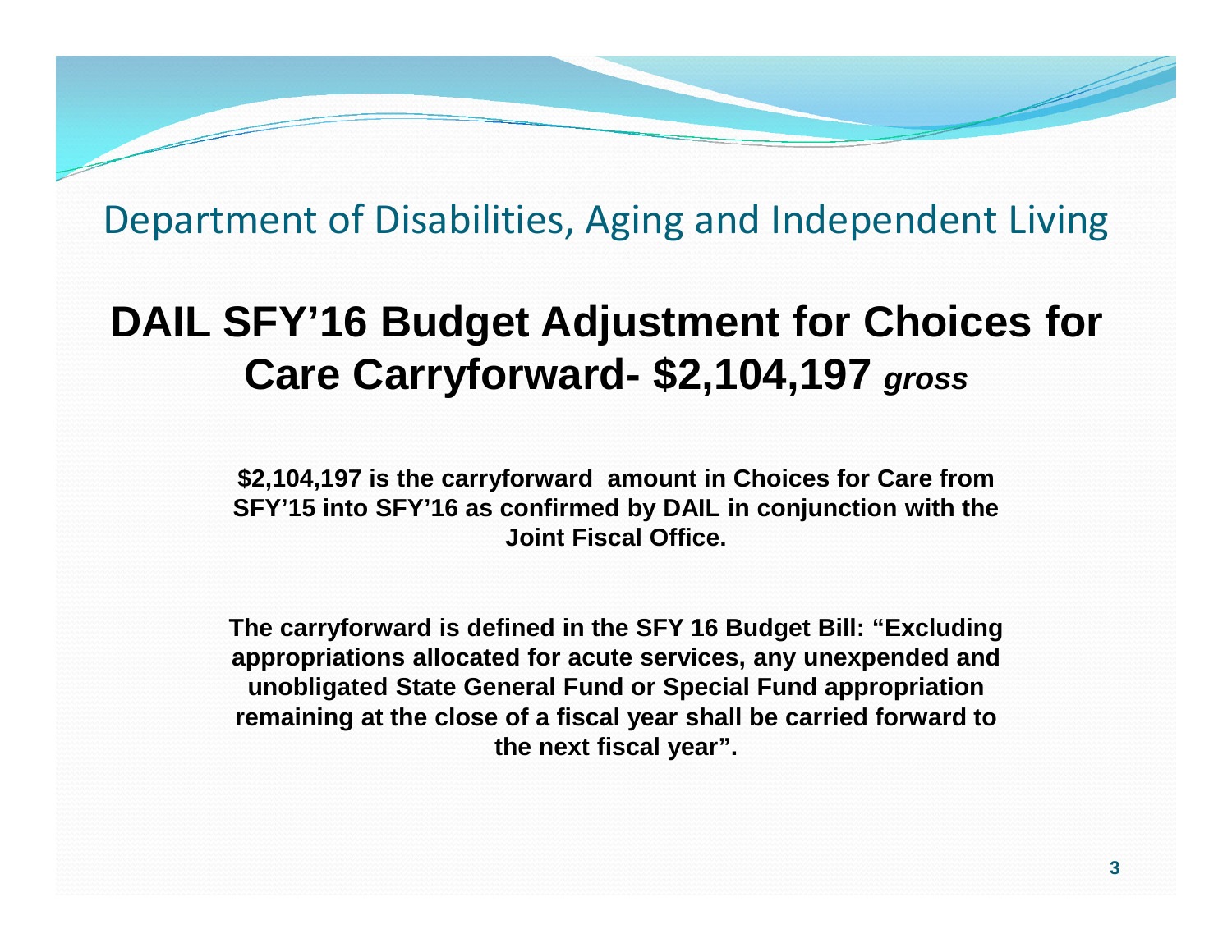Department of Disabilities, Aging and Independent Living

# DAIL SFY'16 Budget Adjustment for Choices for Care Carryforward- $2,104,197 *gross*

**$2,104,197 is the carryforward amount in Choices for Care from SFY'15 into SFY'16 as confirmed by DAIL in conjunction with the Joint Fiscal Office.**

**The carryforward is defined in the SFY 16 Budget Bill: "Excluding appropriations allocated for acute services, any unexpended and unobligated State General Fund or Special Fund appropriation remaining at the close of a fiscal year shall be carried forward to the next fiscal year".**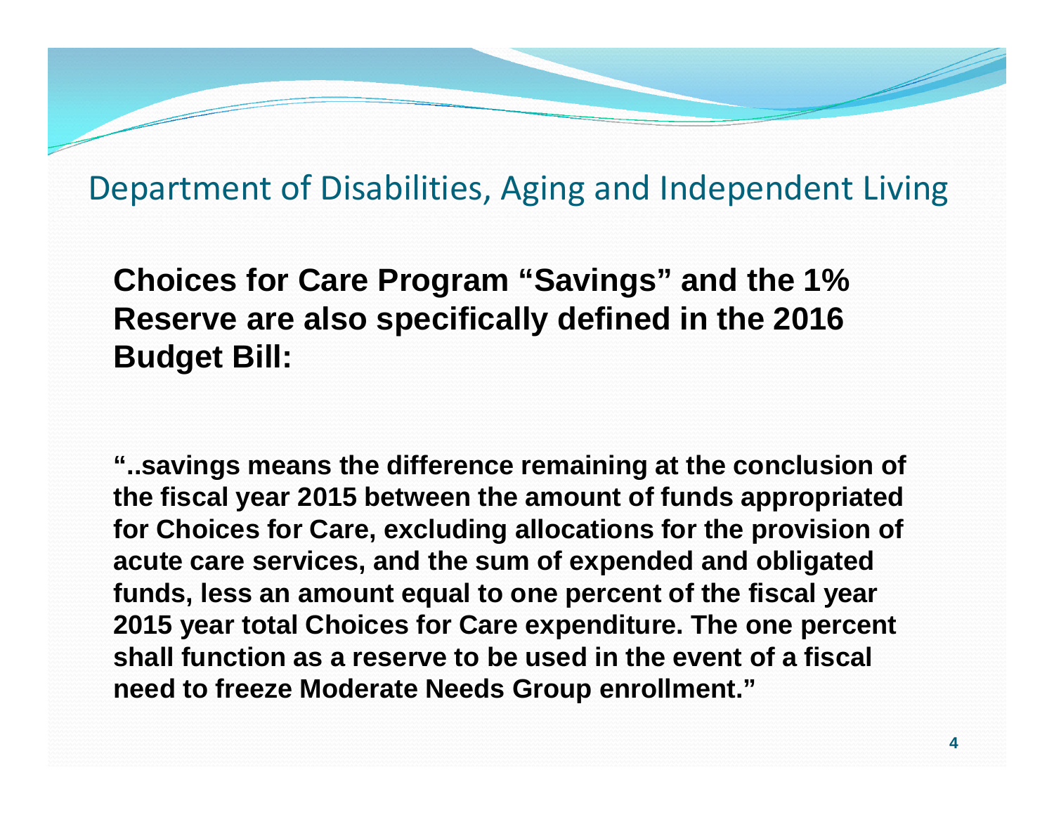## Department of Disabilities, Aging and Independent Living

**Choices for Care Program "Savings" and the 1% Reserve are also specifically defined in the 2016 Budget Bill:**

**"..savings means the difference remaining at the conclusion of the fiscal year 2015 between the amount of funds appropriated for Choices for Care, excluding allocations for the provision of acute care services, and the sum of expended and obligated funds, less an amount equal to one percent of the fiscal year 2015 year total Choices for Care expenditure. The one percent shall function as a reserve to be used in the event of a fiscal need to freeze Moderate Needs Group enrollment."**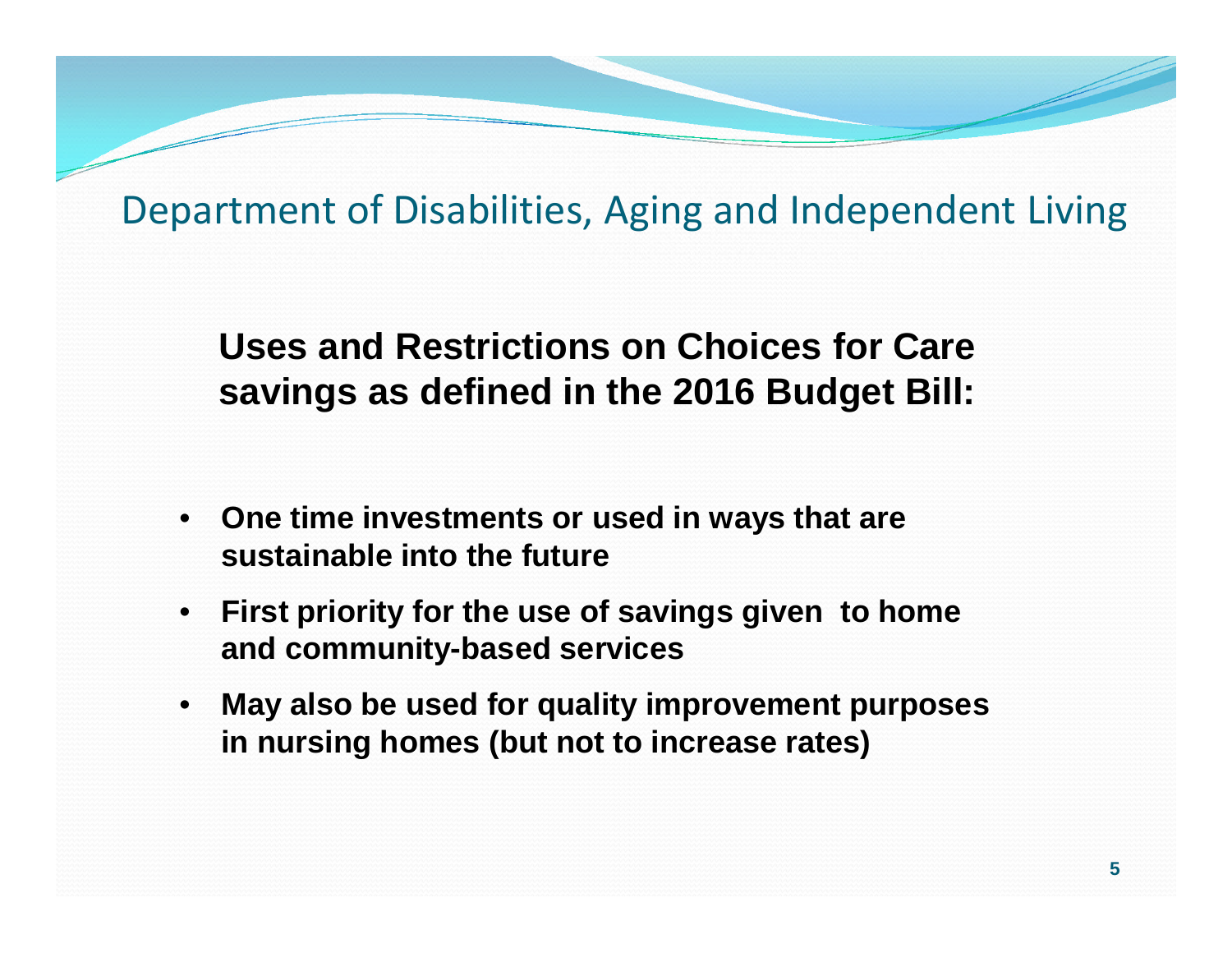## Department of Disabilities, Aging and Independent Living

### Uses and Restrictions on Choices for Care savings as defined in the 2016 Budget Bill:

- **One time investments or used in ways that are sustainable into the future**
- **First priority for the use of savings given to home and community-based services**
- **May also be used for quality improvement purposes in nursing homes (but not to increase rates)**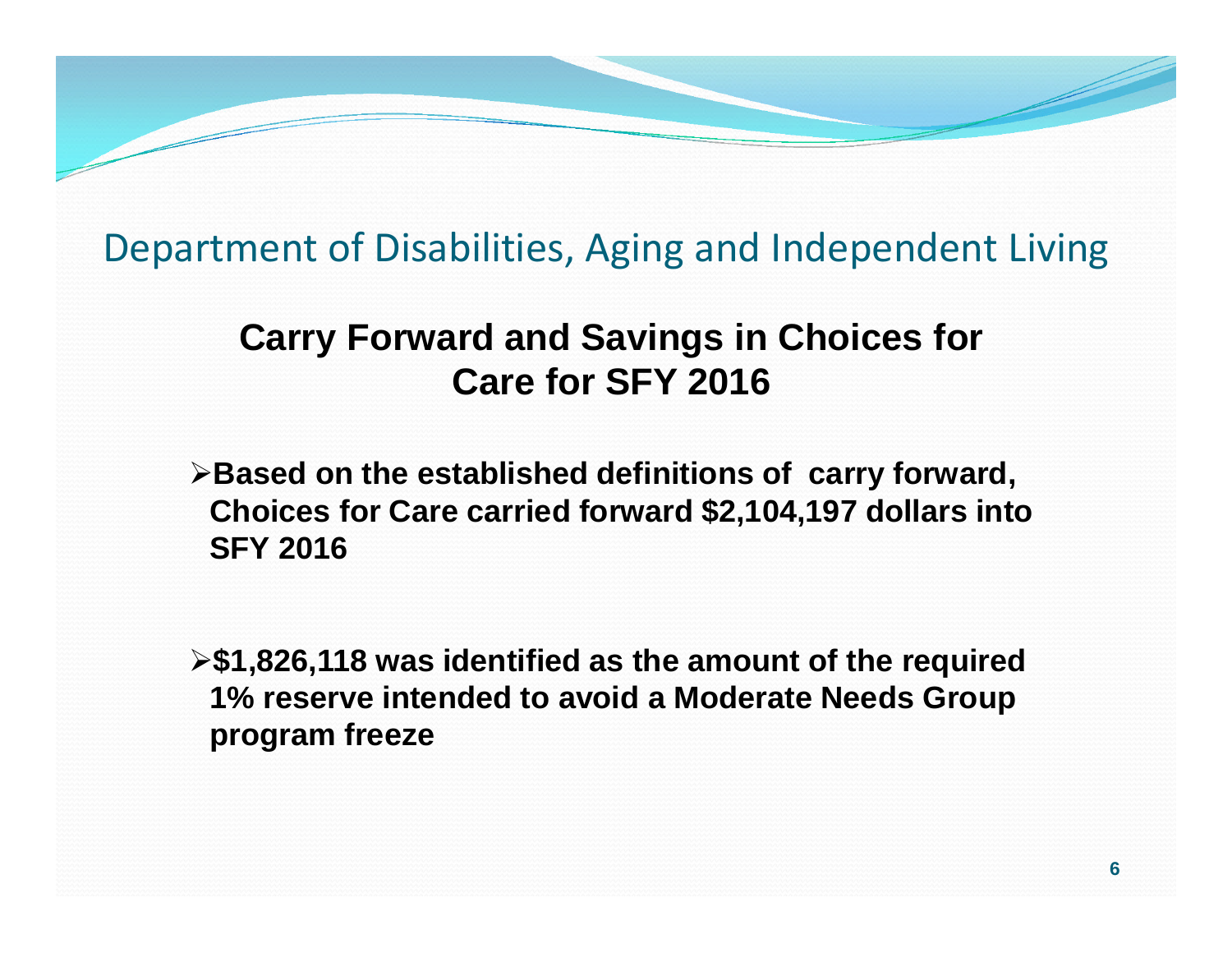Department of Disabilities, Aging and Independent Living

## Carry Forward and Savings in Choices for Care for SFY 2016

- **Based on the established definitions of carry forward, Choices for Care carried forward $2,104,197 dollars into SFY 2016**

- **$1,826,118 was identified as the amount of the required 1% reserve intended to avoid a Moderate Needs Group program freeze**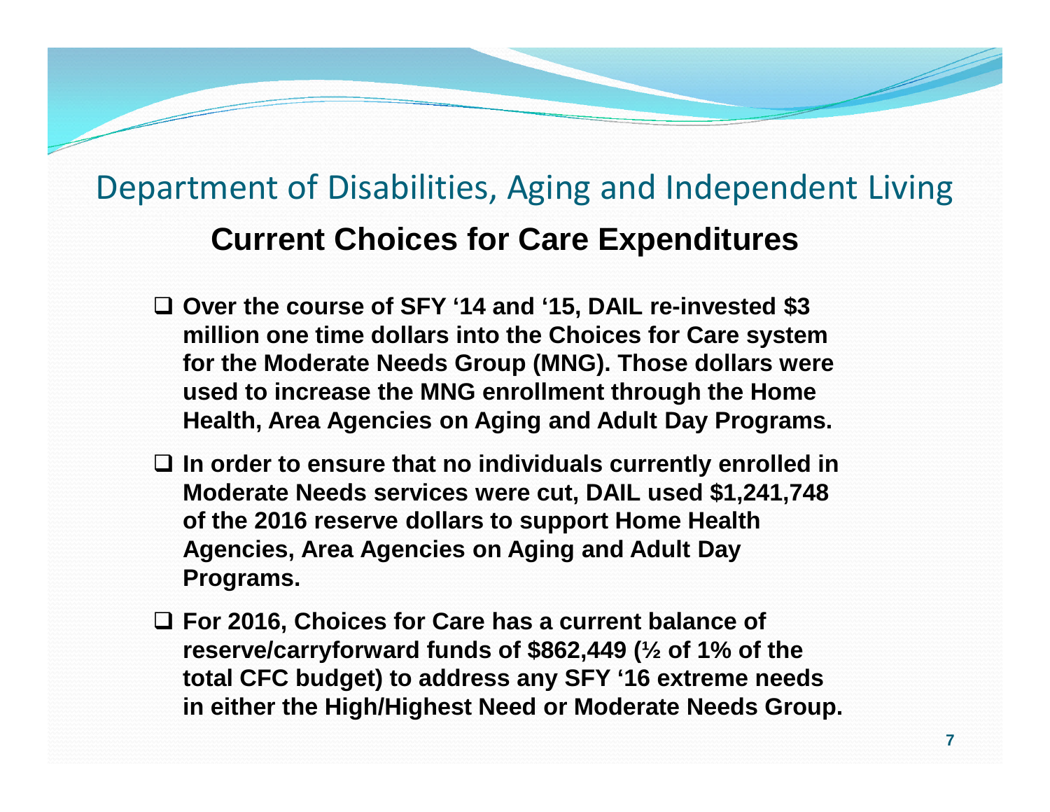# Department of Disabilities, Aging and Independent Living

## Current Choices for Care Expenditures

- **Over the course of SFY '14 and '15, DAIL re-invested $3 million one time dollars into the Choices for Care system for the Moderate Needs Group (MNG). Those dollars were used to increase the MNG enrollment through the Home Health, Area Agencies on Aging and Adult Day Programs.**
- **In order to ensure that no individuals currently enrolled in Moderate Needs services were cut, DAIL used $1,241,748 of the 2016 reserve dollars to support Home Health Agencies, Area Agencies on Aging and Adult Day Programs.**
- **For 2016, Choices for Care has a current balance of reserve/carryforward funds of $862,449 (½ of 1% of the total CFC budget) to address any SFY '16 extreme needs in either the High/Highest Need or Moderate Needs Group.**